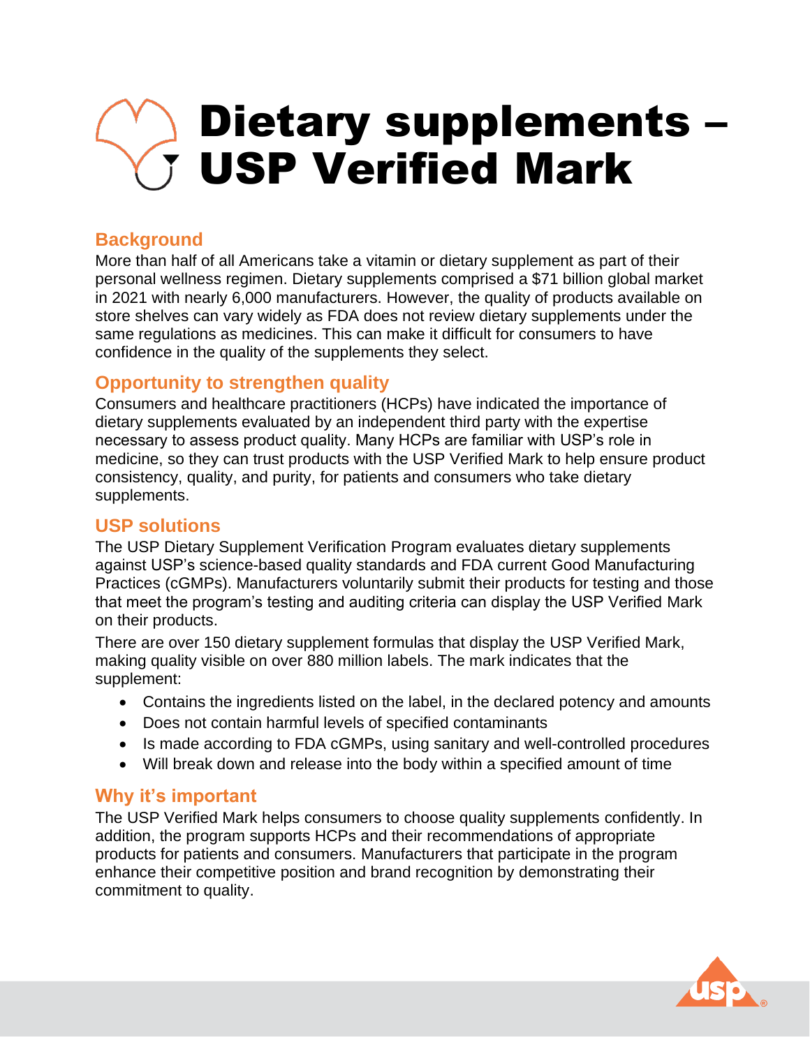# Dietary supplements – USP Verified Mark

## Background

More than half of all Americans take a vitamin or dietary supplement as part of their personal wellness regimen. Dietary supplements comprised a $71 billion global market in 2021 with nearly 6,000 manufacturers. However, the quality of products available on store shelves can vary widely as FDA does not review dietary supplements under the same regulations as medicines. This can make it difficult for consumers to have confidence in the quality of the supplements they select.

## Opportunity to strengthen quality

Consumers and healthcare practitioners (HCPs) have indicated the importance of dietary supplements evaluated by an independent third party with the expertise necessary to assess product quality. Many HCPs are familiar with USP's role in medicine, so they can trust products with the USP Verified Mark to help ensure product consistency, quality, and purity, for patients and consumers who take dietary supplements.

## USP solutions

The USP Dietary Supplement Verification Program evaluates dietary supplements against USP's science-based quality standards and FDA current Good Manufacturing Practices (cGMPs). Manufacturers voluntarily submit their products for testing and those that meet the program's testing and auditing criteria can display the USP Verified Mark on their products.

There are over 150 dietary supplement formulas that display the USP Verified Mark, making quality visible on over 880 million labels. The mark indicates that the supplement:

- Contains the ingredients listed on the label, in the declared potency and amounts
- Does not contain harmful levels of specified contaminants
- Is made according to FDA cGMPs, using sanitary and well-controlled procedures
- Will break down and release into the body within a specified amount of time

## Why it's important

The USP Verified Mark helps consumers to choose quality supplements confidently. In addition, the program supports HCPs and their recommendations of appropriate products for patients and consumers. Manufacturers that participate in the program enhance their competitive position and brand recognition by demonstrating their commitment to quality.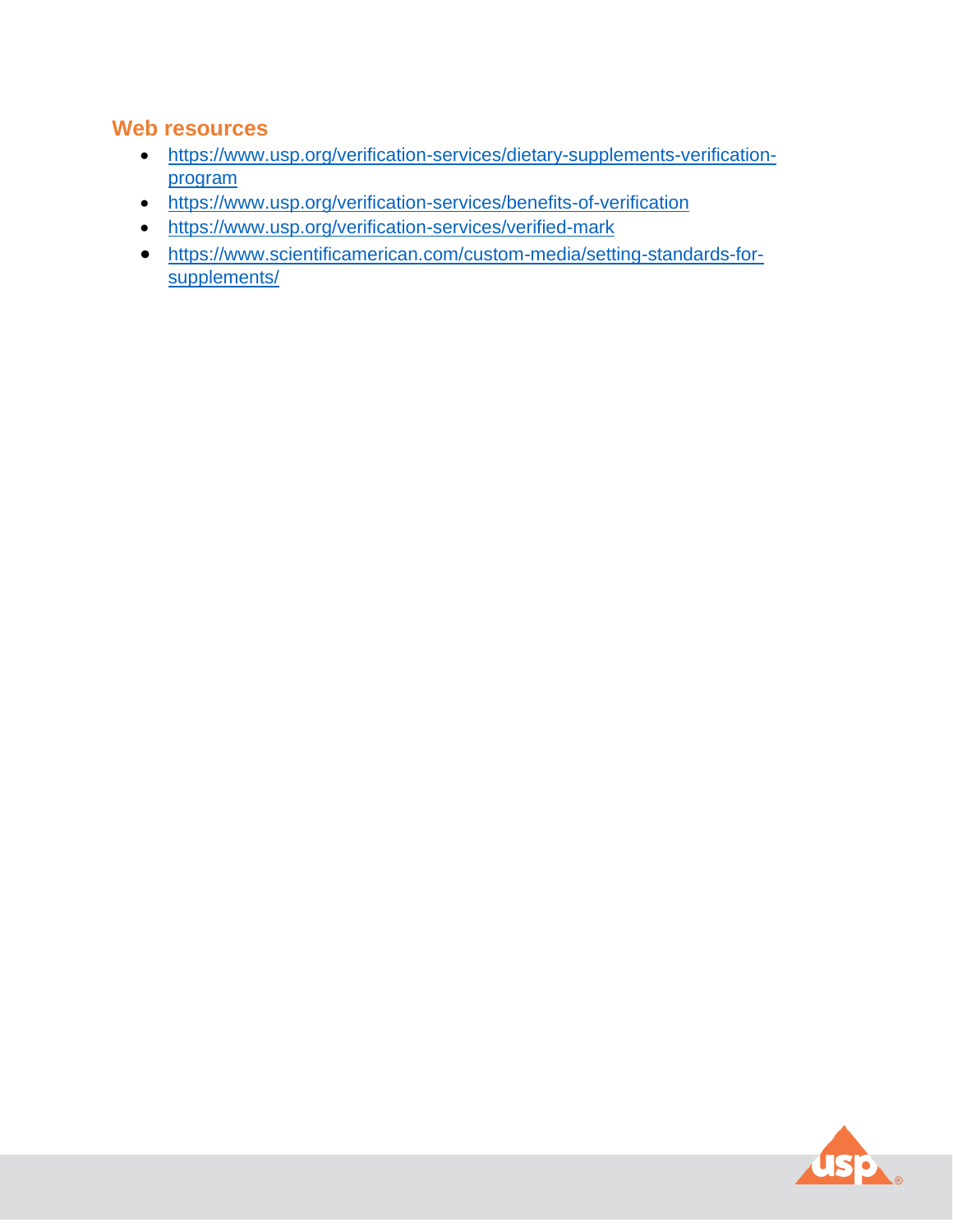## Web resources

- https://www.usp.org/verification-services/dietary-supplements-verification-program
- https://www.usp.org/verification-services/benefits-of-verification
- https://www.usp.org/verification-services/verified-mark
- https://www.scientificamerican.com/custom-media/setting-standards-for-supplements/